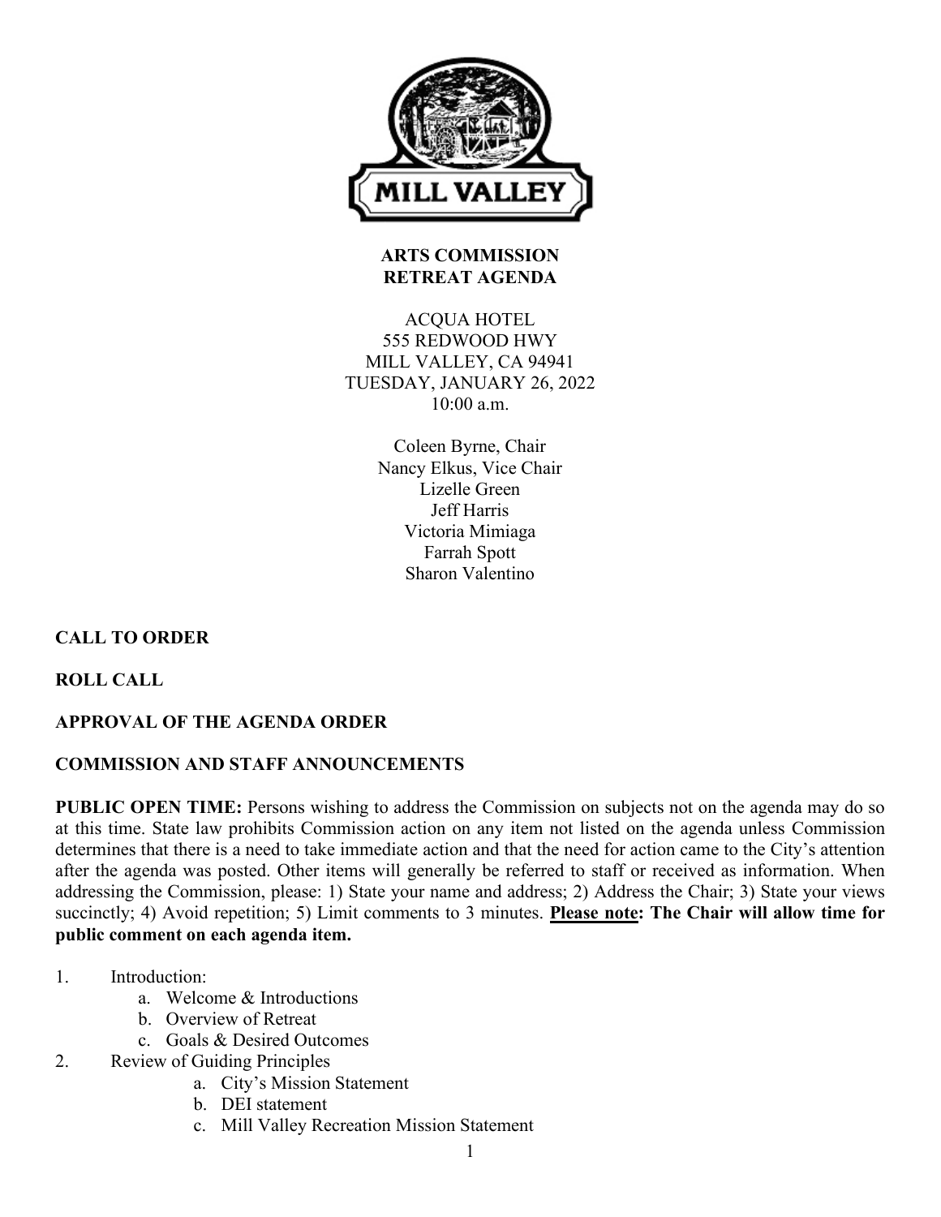MILL VALLEY

**ARTS COMMISSION**
**RETREAT AGENDA**

ACQUA HOTEL
555 REDWOOD HWY
MILL VALLEY, CA 94941
TUESDAY, JANUARY 26, 2022
10:00 a.m.

Coleen Byrne, Chair
Nancy Elkus, Vice Chair
Lizelle Green
Jeff Harris
Victoria Mimiaga
Farrah Spott
Sharon Valentino

**CALL TO ORDER**

**ROLL CALL**

**APPROVAL OF THE AGENDA ORDER**

**COMMISSION AND STAFF ANNOUNCEMENTS**

**PUBLIC OPEN TIME:** Persons wishing to address the Commission on subjects not on the agenda may do so at this time. State law prohibits Commission action on any item not listed on the agenda unless Commission determines that there is a need to take immediate action and that the need for action came to the City's attention after the agenda was posted. Other items will generally be referred to staff or received as information. When addressing the Commission, please: 1) State your name and address; 2) Address the Chair; 3) State your views succinctly; 4) Avoid repetition; 5) Limit comments to 3 minutes. **Please note: The Chair will allow time for public comment on each agenda item.**

1. Introduction:
   a. Welcome & Introductions
   b. Overview of Retreat
   c. Goals & Desired Outcomes
2. Review of Guiding Principles
   a. City's Mission Statement
   b. DEI statement
   c. Mill Valley Recreation Mission Statement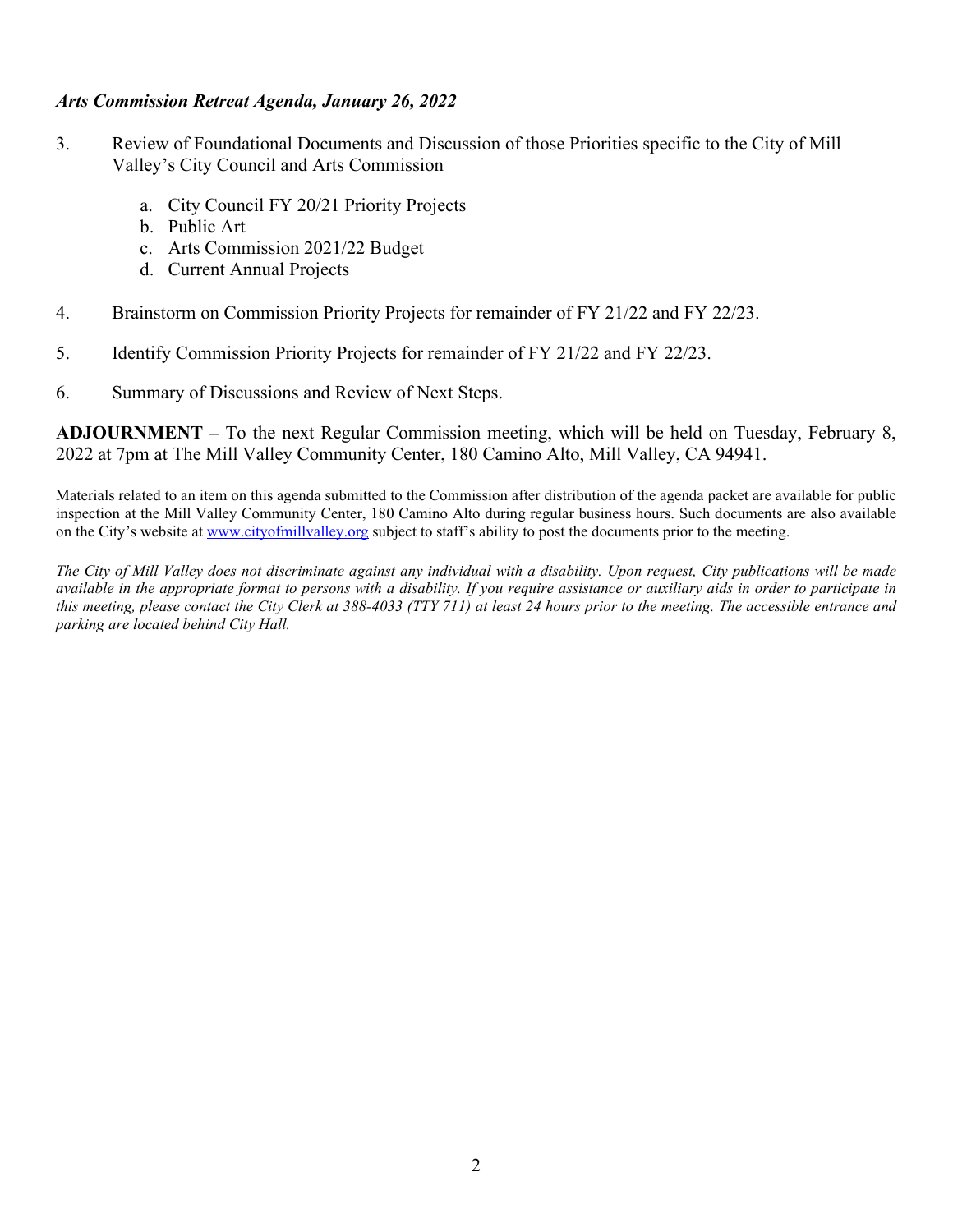*Arts Commission Retreat Agenda, January 26, 2022*

3. Review of Foundational Documents and Discussion of those Priorities specific to the City of Mill Valley's City Council and Arts Commission

   a. City Council FY 20/21 Priority Projects
   b. Public Art
   c. Arts Commission 2021/22 Budget
   d. Current Annual Projects

4. Brainstorm on Commission Priority Projects for remainder of FY 21/22 and FY 22/23.

5. Identify Commission Priority Projects for remainder of FY 21/22 and FY 22/23.

6. Summary of Discussions and Review of Next Steps.

**ADJOURNMENT –** To the next Regular Commission meeting, which will be held on Tuesday, February 8, 2022 at 7pm at The Mill Valley Community Center, 180 Camino Alto, Mill Valley, CA 94941.

Materials related to an item on this agenda submitted to the Commission after distribution of the agenda packet are available for public inspection at the Mill Valley Community Center, 180 Camino Alto during regular business hours. Such documents are also available on the City's website at www.cityofmillvalley.org subject to staff's ability to post the documents prior to the meeting.

*The City of Mill Valley does not discriminate against any individual with a disability. Upon request, City publications will be made available in the appropriate format to persons with a disability. If you require assistance or auxiliary aids in order to participate in this meeting, please contact the City Clerk at 388-4033 (TTY 711) at least 24 hours prior to the meeting. The accessible entrance and parking are located behind City Hall.*